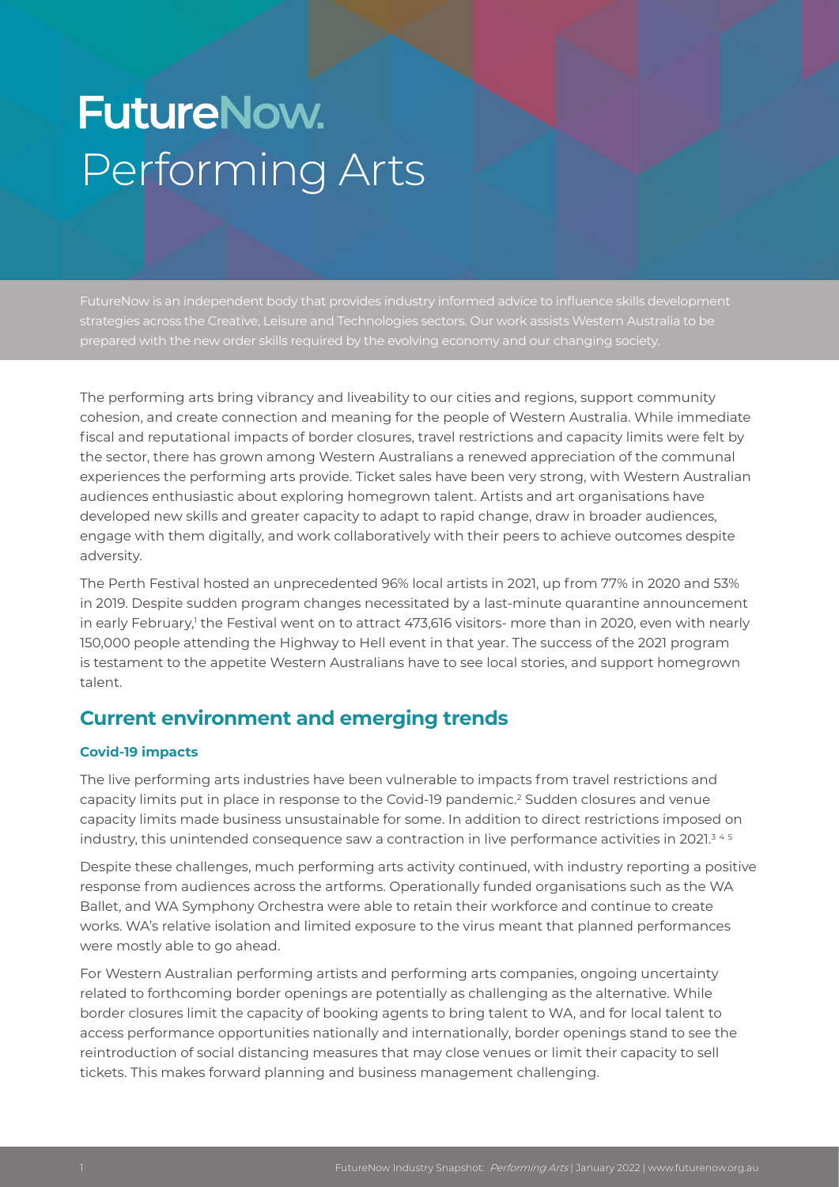# FutureNow. Performing Arts

FutureNow is an independent body that provides industry informed advice to influence skills development strategies across the Creative, Leisure and Technologies sectors. Our work assists Western Australia to be prepared with the new order skills required by the evolving economy and our changing society.

The performing arts bring vibrancy and liveability to our cities and regions, support community cohesion, and create connection and meaning for the people of Western Australia. While immediate fiscal and reputational impacts of border closures, travel restrictions and capacity limits were felt by the sector, there has grown among Western Australians a renewed appreciation of the communal experiences the performing arts provide. Ticket sales have been very strong, with Western Australian audiences enthusiastic about exploring homegrown talent. Artists and art organisations have developed new skills and greater capacity to adapt to rapid change, draw in broader audiences, engage with them digitally, and work collaboratively with their peers to achieve outcomes despite adversity.

The Perth Festival hosted an unprecedented 96% local artists in 2021, up from 77% in 2020 and 53% in 2019. Despite sudden program changes necessitated by a last-minute quarantine announcement in early February,[1] the Festival went on to attract 473,616 visitors- more than in 2020, even with nearly 150,000 people attending the Highway to Hell event in that year. The success of the 2021 program is testament to the appetite Western Australians have to see local stories, and support homegrown talent.

## Current environment and emerging trends

### Covid-19 impacts

The live performing arts industries have been vulnerable to impacts from travel restrictions and capacity limits put in place in response to the Covid-19 pandemic.[2] Sudden closures and venue capacity limits made business unsustainable for some. In addition to direct restrictions imposed on industry, this unintended consequence saw a contraction in live performance activities in 2021.[3 4 5]

Despite these challenges, much performing arts activity continued, with industry reporting a positive response from audiences across the artforms. Operationally funded organisations such as the WA Ballet, and WA Symphony Orchestra were able to retain their workforce and continue to create works. WA's relative isolation and limited exposure to the virus meant that planned performances were mostly able to go ahead.

For Western Australian performing artists and performing arts companies, ongoing uncertainty related to forthcoming border openings are potentially as challenging as the alternative. While border closures limit the capacity of booking agents to bring talent to WA, and for local talent to access performance opportunities nationally and internationally, border openings stand to see the reintroduction of social distancing measures that may close venues or limit their capacity to sell tickets. This makes forward planning and business management challenging.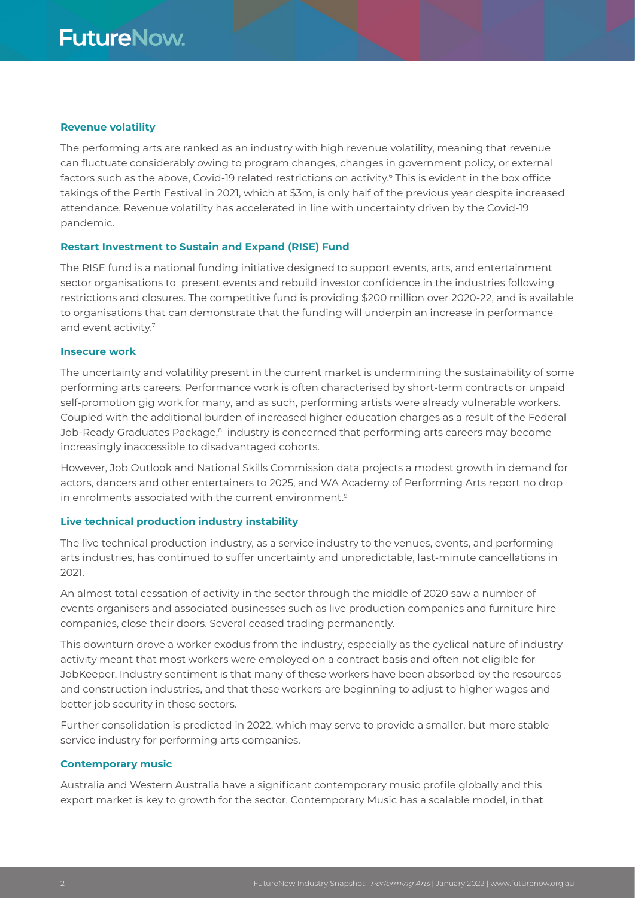### Revenue volatility

The performing arts are ranked as an industry with high revenue volatility, meaning that revenue can fluctuate considerably owing to program changes, changes in government policy, or external factors such as the above, Covid-19 related restrictions on activity.[6] This is evident in the box office takings of the Perth Festival in 2021, which at $3m, is only half of the previous year despite increased attendance. Revenue volatility has accelerated in line with uncertainty driven by the Covid-19 pandemic.

### Restart Investment to Sustain and Expand (RISE) Fund

The RISE fund is a national funding initiative designed to support events, arts, and entertainment sector organisations to present events and rebuild investor confidence in the industries following restrictions and closures. The competitive fund is providing $200 million over 2020-22, and is available to organisations that can demonstrate that the funding will underpin an increase in performance and event activity.[7]

### Insecure work

The uncertainty and volatility present in the current market is undermining the sustainability of some performing arts careers. Performance work is often characterised by short-term contracts or unpaid self-promotion gig work for many, and as such, performing artists were already vulnerable workers. Coupled with the additional burden of increased higher education charges as a result of the Federal Job-Ready Graduates Package,[8] industry is concerned that performing arts careers may become increasingly inaccessible to disadvantaged cohorts.

However, Job Outlook and National Skills Commission data projects a modest growth in demand for actors, dancers and other entertainers to 2025, and WA Academy of Performing Arts report no drop in enrolments associated with the current environment.[9]

### Live technical production industry instability

The live technical production industry, as a service industry to the venues, events, and performing arts industries, has continued to suffer uncertainty and unpredictable, last-minute cancellations in 2021.

An almost total cessation of activity in the sector through the middle of 2020 saw a number of events organisers and associated businesses such as live production companies and furniture hire companies, close their doors. Several ceased trading permanently.

This downturn drove a worker exodus from the industry, especially as the cyclical nature of industry activity meant that most workers were employed on a contract basis and often not eligible for JobKeeper. Industry sentiment is that many of these workers have been absorbed by the resources and construction industries, and that these workers are beginning to adjust to higher wages and better job security in those sectors.

Further consolidation is predicted in 2022, which may serve to provide a smaller, but more stable service industry for performing arts companies.

### Contemporary music

Australia and Western Australia have a significant contemporary music profile globally and this export market is key to growth for the sector. Contemporary Music has a scalable model, in that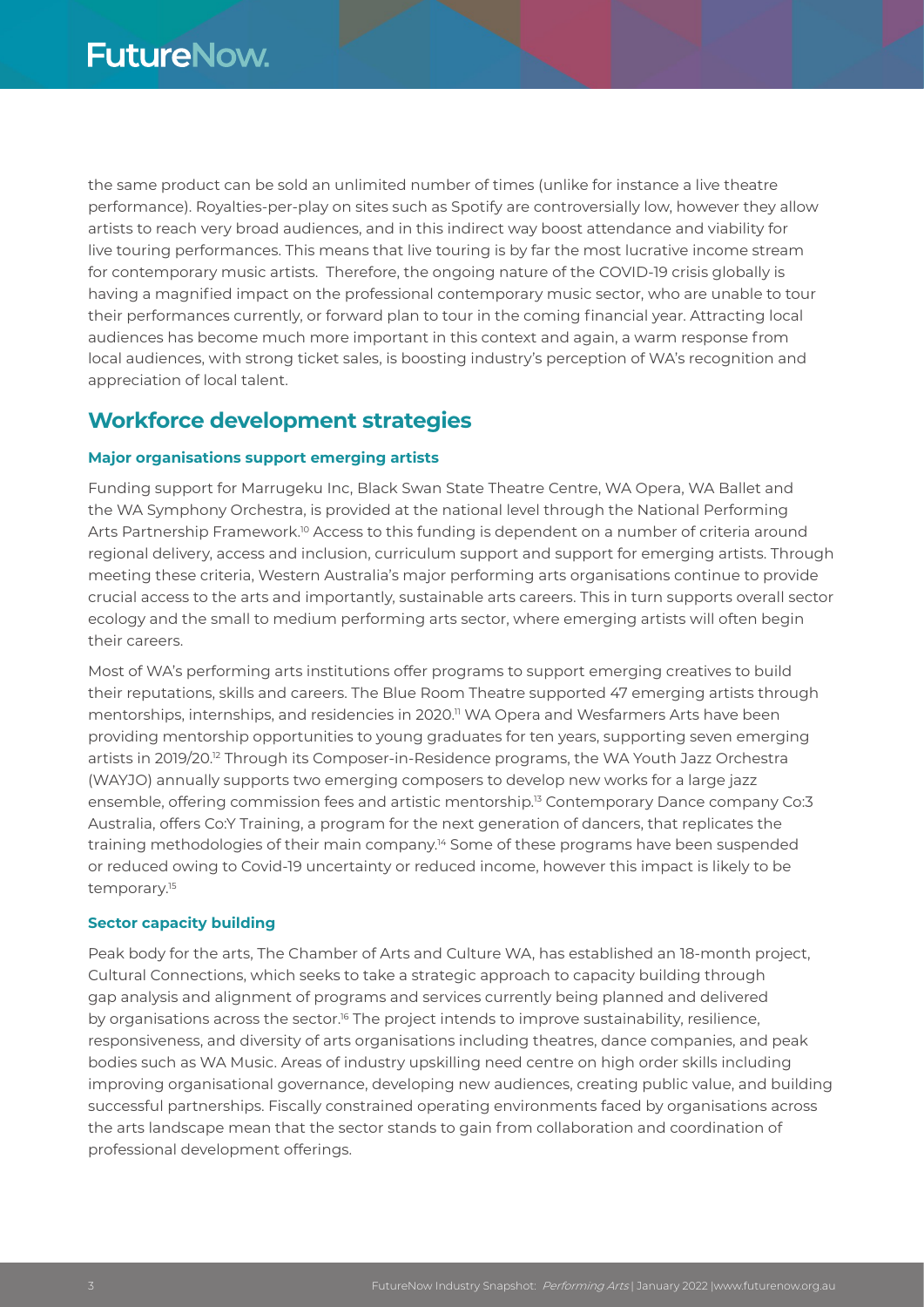the same product can be sold an unlimited number of times (unlike for instance a live theatre performance). Royalties-per-play on sites such as Spotify are controversially low, however they allow artists to reach very broad audiences, and in this indirect way boost attendance and viability for live touring performances. This means that live touring is by far the most lucrative income stream for contemporary music artists. Therefore, the ongoing nature of the COVID-19 crisis globally is having a magnified impact on the professional contemporary music sector, who are unable to tour their performances currently, or forward plan to tour in the coming financial year. Attracting local audiences has become much more important in this context and again, a warm response from local audiences, with strong ticket sales, is boosting industry's perception of WA's recognition and appreciation of local talent.

## Workforce development strategies

### Major organisations support emerging artists

Funding support for Marrugeku Inc, Black Swan State Theatre Centre, WA Opera, WA Ballet and the WA Symphony Orchestra, is provided at the national level through the National Performing Arts Partnership Framework.[10] Access to this funding is dependent on a number of criteria around regional delivery, access and inclusion, curriculum support and support for emerging artists. Through meeting these criteria, Western Australia's major performing arts organisations continue to provide crucial access to the arts and importantly, sustainable arts careers. This in turn supports overall sector ecology and the small to medium performing arts sector, where emerging artists will often begin their careers.

Most of WA's performing arts institutions offer programs to support emerging creatives to build their reputations, skills and careers. The Blue Room Theatre supported 47 emerging artists through mentorships, internships, and residencies in 2020.[11] WA Opera and Wesfarmers Arts have been providing mentorship opportunities to young graduates for ten years, supporting seven emerging artists in 2019/20.[12] Through its Composer-in-Residence programs, the WA Youth Jazz Orchestra (WAYJO) annually supports two emerging composers to develop new works for a large jazz ensemble, offering commission fees and artistic mentorship.[13] Contemporary Dance company Co:3 Australia, offers Co:Y Training, a program for the next generation of dancers, that replicates the training methodologies of their main company.[14] Some of these programs have been suspended or reduced owing to Covid-19 uncertainty or reduced income, however this impact is likely to be temporary.[15]

### Sector capacity building

Peak body for the arts, The Chamber of Arts and Culture WA, has established an 18-month project, Cultural Connections, which seeks to take a strategic approach to capacity building through gap analysis and alignment of programs and services currently being planned and delivered by organisations across the sector.[16] The project intends to improve sustainability, resilience, responsiveness, and diversity of arts organisations including theatres, dance companies, and peak bodies such as WA Music. Areas of industry upskilling need centre on high order skills including improving organisational governance, developing new audiences, creating public value, and building successful partnerships. Fiscally constrained operating environments faced by organisations across the arts landscape mean that the sector stands to gain from collaboration and coordination of professional development offerings.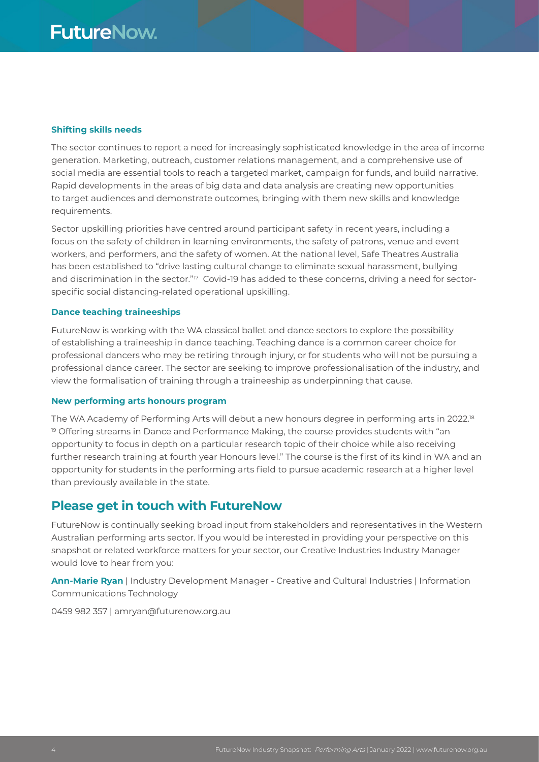### Shifting skills needs

The sector continues to report a need for increasingly sophisticated knowledge in the area of income generation. Marketing, outreach, customer relations management, and a comprehensive use of social media are essential tools to reach a targeted market, campaign for funds, and build narrative. Rapid developments in the areas of big data and data analysis are creating new opportunities to target audiences and demonstrate outcomes, bringing with them new skills and knowledge requirements.

Sector upskilling priorities have centred around participant safety in recent years, including a focus on the safety of children in learning environments, the safety of patrons, venue and event workers, and performers, and the safety of women. At the national level, Safe Theatres Australia has been established to "drive lasting cultural change to eliminate sexual harassment, bullying and discrimination in the sector."[17] Covid-19 has added to these concerns, driving a need for sector-specific social distancing-related operational upskilling.

### Dance teaching traineeships

FutureNow is working with the WA classical ballet and dance sectors to explore the possibility of establishing a traineeship in dance teaching. Teaching dance is a common career choice for professional dancers who may be retiring through injury, or for students who will not be pursuing a professional dance career. The sector are seeking to improve professionalisation of the industry, and view the formalisation of training through a traineeship as underpinning that cause.

### New performing arts honours program

The WA Academy of Performing Arts will debut a new honours degree in performing arts in 2022.[18] [19] Offering streams in Dance and Performance Making, the course provides students with "an opportunity to focus in depth on a particular research topic of their choice while also receiving further research training at fourth year Honours level." The course is the first of its kind in WA and an opportunity for students in the performing arts field to pursue academic research at a higher level than previously available in the state.

## Please get in touch with FutureNow

FutureNow is continually seeking broad input from stakeholders and representatives in the Western Australian performing arts sector. If you would be interested in providing your perspective on this snapshot or related workforce matters for your sector, our Creative Industries Industry Manager would love to hear from you:

**Ann-Marie Ryan** | Industry Development Manager - Creative and Cultural Industries | Information Communications Technology

0459 982 357 | amryan@futurenow.org.au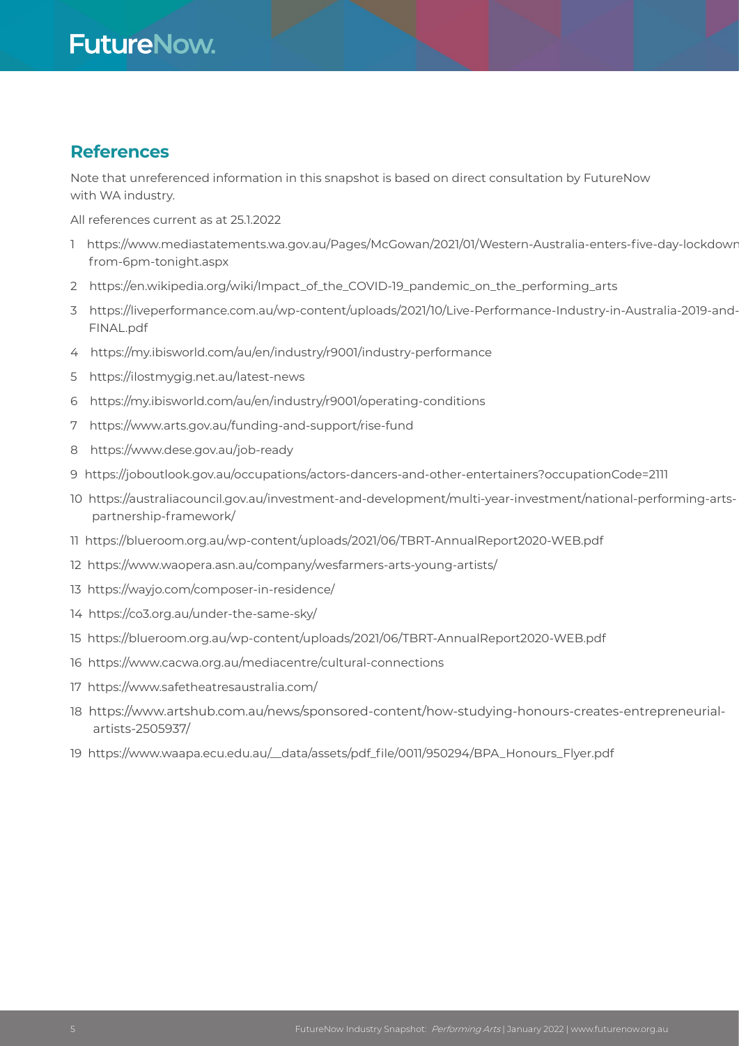## References

Note that unreferenced information in this snapshot is based on direct consultation by FutureNow with WA industry.

All references current as at 25.1.2022

1. https://www.mediastatements.wa.gov.au/Pages/McGowan/2021/01/Western-Australia-enters-five-day-lockdown-from-6pm-tonight.aspx
2. https://en.wikipedia.org/wiki/Impact_of_the_COVID-19_pandemic_on_the_performing_arts
3. https://liveperformance.com.au/wp-content/uploads/2021/10/Live-Performance-Industry-in-Australia-2019-and-FINAL.pdf
4. https://my.ibisworld.com/au/en/industry/r9001/industry-performance
5. https://ilostmygig.net.au/latest-news
6. https://my.ibisworld.com/au/en/industry/r9001/operating-conditions
7. https://www.arts.gov.au/funding-and-support/rise-fund
8. https://www.dese.gov.au/job-ready
9. https://joboutlook.gov.au/occupations/actors-dancers-and-other-entertainers?occupationCode=2111
10. https://australiacouncil.gov.au/investment-and-development/multi-year-investment/national-performing-arts-partnership-framework/
11. https://blueroom.org.au/wp-content/uploads/2021/06/TBRT-AnnualReport2020-WEB.pdf
12. https://www.waopera.asn.au/company/wesfarmers-arts-young-artists/
13. https://wayjo.com/composer-in-residence/
14. https://co3.org.au/under-the-same-sky/
15. https://blueroom.org.au/wp-content/uploads/2021/06/TBRT-AnnualReport2020-WEB.pdf
16. https://www.cacwa.org.au/mediacentre/cultural-connections
17. https://www.safetheatresaustralia.com/
18. https://www.artshub.com.au/news/sponsored-content/how-studying-honours-creates-entrepreneurial-artists-2505937/
19. https://www.waapa.ecu.edu.au/__data/assets/pdf_file/0011/950294/BPA_Honours_Flyer.pdf